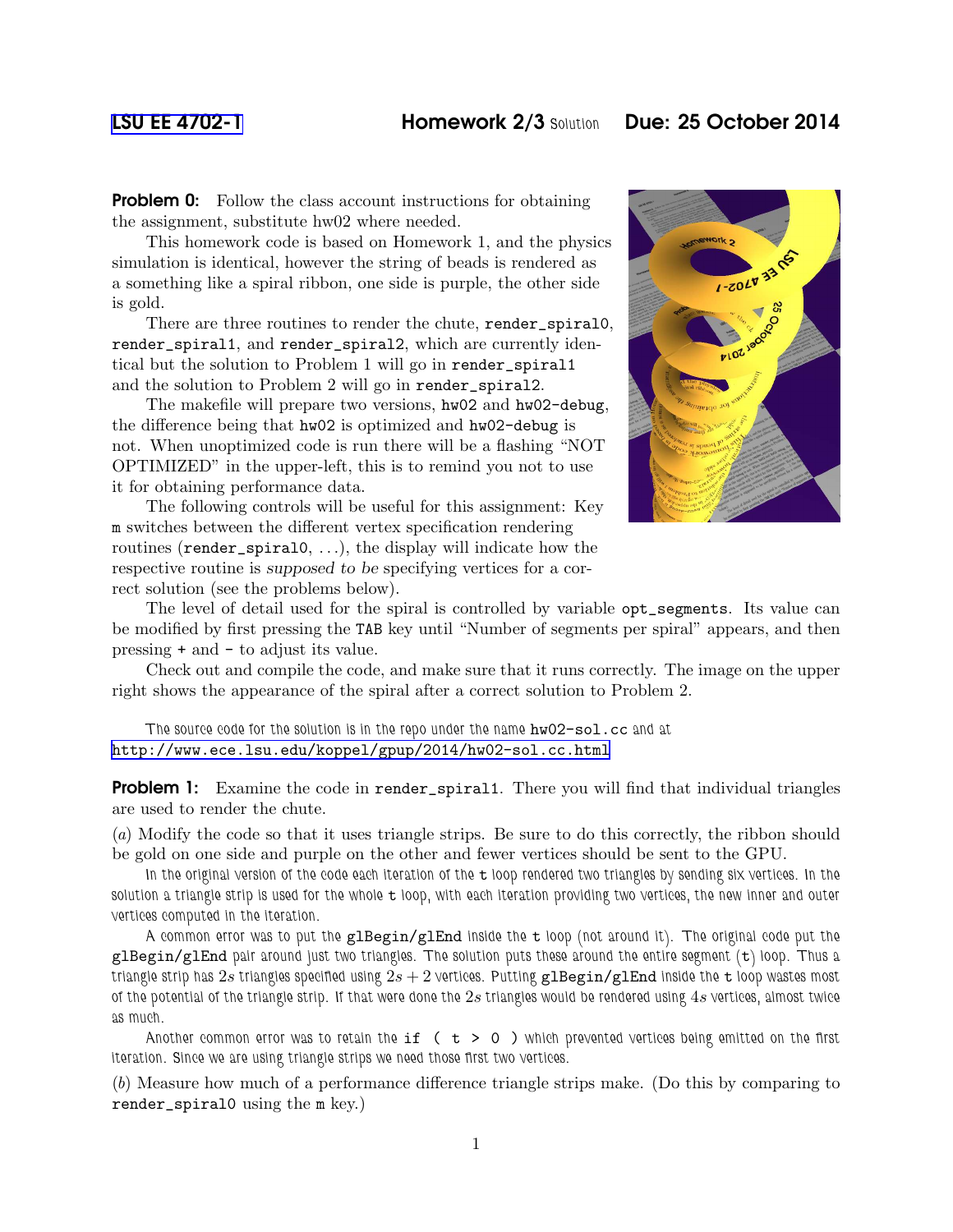LSU EE 4702-1 **Homework 2/3** Solution **Due: 25 October 2014**

**Problem 0:** Follow the class account instructions for obtaining the assignment, substitute hw02 where needed.

This homework code is based on Homework 1, and the physics simulation is identical, however the string of beads is rendered as a something like a spiral ribbon, one side is purple, the other side is gold.

There are three routines to render the chute, `render_spiral0`, `render_spiral1`, and `render_spiral2`, which are currently identical but the solution to Problem 1 will go in `render_spiral1` and the solution to Problem 2 will go in `render_spiral2`.

The makefile will prepare two versions, `hw02` and `hw02-debug`, the difference being that `hw02` is optimized and `hw02-debug` is not. When unoptimized code is run there will be a flashing "NOT OPTIMIZED" in the upper-left, this is to remind you not to use it for obtaining performance data.

The following controls will be useful for this assignment: Key `m` switches between the different vertex specification rendering routines (`render_spiral0`, ...), the display will indicate how the respective routine is *supposed to be* specifying vertices for a correct solution (see the problems below).

The level of detail used for the spiral is controlled by variable `opt_segments`. Its value can be modified by first pressing the `TAB` key until "Number of segments per spiral" appears, and then pressing `+` and `-` to adjust its value.

Check out and compile the code, and make sure that it runs correctly. The image on the upper right shows the appearance of the spiral after a correct solution to Problem 2.

The source code for the solution is in the repo under the name `hw02-sol.cc` and at http://www.ece.lsu.edu/koppel/gpup/2014/hw02-sol.cc.html

**Problem 1:** Examine the code in `render_spiral1`. There you will find that individual triangles are used to render the chute.

(*a*) Modify the code so that it uses triangle strips. Be sure to do this correctly, the ribbon should be gold on one side and purple on the other and fewer vertices should be sent to the GPU.

In the original version of the code each iteration of the `t` loop rendered two triangles by sending six vertices. In the solution a triangle strip is used for the whole `t` loop, with each iteration providing two vertices, the new inner and outer vertices computed in the iteration.

A common error was to put the `glBegin/glEnd` inside the `t` loop (not around it). The original code put the `glBegin/glEnd` pair around just two triangles. The solution puts these around the entire segment (`t`) loop. Thus a triangle strip has $2s$ triangles specified using $2s + 2$ vertices. Putting `glBegin/glEnd` inside the `t` loop wastes most of the potential of the triangle strip. If that were done the $2s$ triangles would be rendered using $4s$ vertices, almost twice as much.

Another common error was to retain the `if ( t > 0 )` which prevented vertices being emitted on the first iteration. Since we are using triangle strips we need those first two vertices.

(*b*) Measure how much of a performance difference triangle strips make. (Do this by comparing to `render_spiral0` using the `m` key.)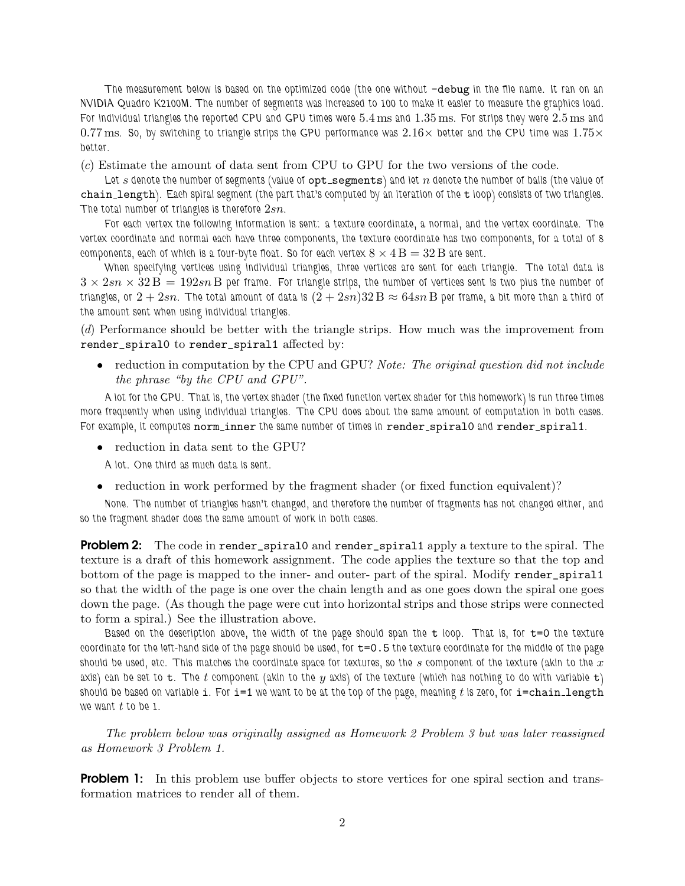The measurement below is based on the optimized code (the one without `-debug` in the file name. It ran on an NVIDIA Quadro K2100M. The number of segments was increased to 100 to make it easier to measure the graphics load. For individual triangles the reported CPU and GPU times were $5.4\,\mathrm{ms}$ and $1.35\,\mathrm{ms}$. For strips they were $2.5\,\mathrm{ms}$ and $0.77\,\mathrm{ms}$. So, by switching to triangle strips the GPU performance was $2.16\times$ better and the CPU time was $1.75\times$ better.

(*c*) Estimate the amount of data sent from CPU to GPU for the two versions of the code.

Let $s$ denote the number of segments (value of `opt_segments`) and let $n$ denote the number of balls (the value of `chain_length`). Each spiral segment (the part that's computed by an iteration of the `t` loop) consists of two triangles. The total number of triangles is therefore $2sn$.

For each vertex the following information is sent: a texture coordinate, a normal, and the vertex coordinate. The vertex coordinate and normal each have three components, the texture coordinate has two components, for a total of 8 components, each of which is a four-byte float. So for each vertex $8 \times 4\,\mathrm{B} = 32\,\mathrm{B}$ are sent.

When specifying vertices using individual triangles, three vertices are sent for each triangle. The total data is $3 \times 2sn \times 32\,\mathrm{B} = 192sn\,\mathrm{B}$ per frame. For triangle strips, the number of vertices sent is two plus the number of triangles, or $2 + 2sn$. The total amount of data is $(2 + 2sn)32\,\mathrm{B} \approx 64sn\,\mathrm{B}$ per frame, a bit more than a third of the amount sent when using individual triangles.

(*d*) Performance should be better with the triangle strips. How much was the improvement from `render_spiral0` to `render_spiral1` affected by:

- reduction in computation by the CPU and GPU? *Note: The original question did not include the phrase "by the CPU and GPU".*

  A lot for the GPU. That is, the vertex shader (the fixed function vertex shader for this homework) is run three times more frequently when using individual triangles. The CPU does about the same amount of computation in both cases. For example, it computes `norm_inner` the same number of times in `render_spiral0` and `render_spiral1`.

- reduction in data sent to the GPU?

  A lot. One third as much data is sent.

- reduction in work performed by the fragment shader (or fixed function equivalent)?

  None. The number of triangles hasn't changed, and therefore the number of fragments has not changed either, and so the fragment shader does the same amount of work in both cases.

**Problem 2:** The code in `render_spiral0` and `render_spiral1` apply a texture to the spiral. The texture is a draft of this homework assignment. The code applies the texture so that the top and bottom of the page is mapped to the inner- and outer- part of the spiral. Modify `render_spiral1` so that the width of the page is one over the chain length and as one goes down the spiral one goes down the page. (As though the page were cut into horizontal strips and those strips were connected to form a spiral.) See the illustration above.

Based on the description above, the width of the page should span the `t` loop. That is, for `t=0` the texture coordinate for the left-hand side of the page should be used, for `t=0.5` the texture coordinate for the middle of the page should be used, etc. This matches the coordinate space for textures, so the $s$ component of the texture (akin to the $x$ axis) can be set to `t`. The $t$ component (akin to the $y$ axis) of the texture (which has nothing to do with variable `t`) should be based on variable `i`. For `i=1` we want to be at the top of the page, meaning $t$ is zero, for `i=chain_length` we want $t$ to be 1.

*The problem below was originally assigned as Homework 2 Problem 3 but was later reassigned as Homework 3 Problem 1.*

**Problem 1:** In this problem use buffer objects to store vertices for one spiral section and transformation matrices to render all of them.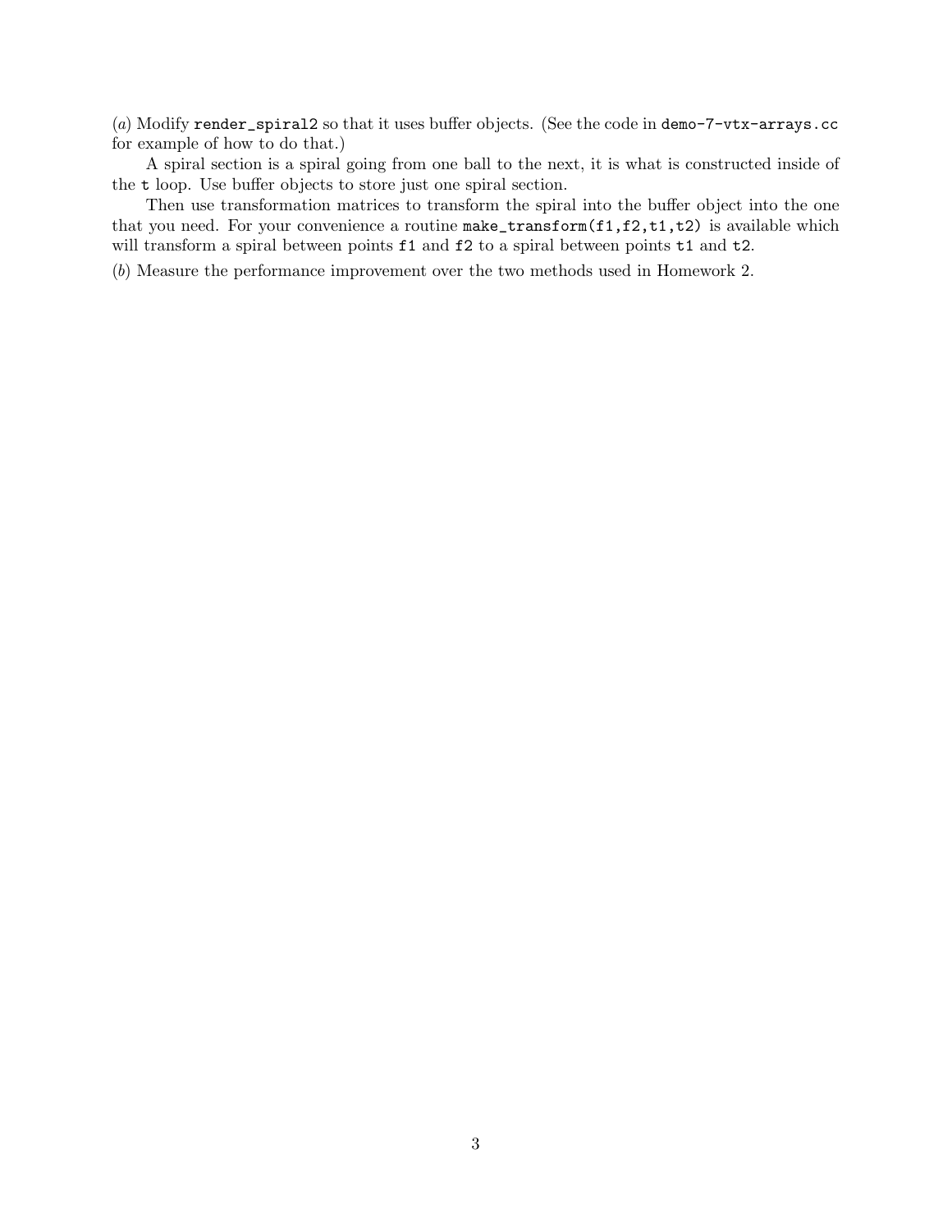(*a*) Modify `render_spiral2` so that it uses buffer objects. (See the code in `demo-7-vtx-arrays.cc` for example of how to do that.)

A spiral section is a spiral going from one ball to the next, it is what is constructed inside of the `t` loop. Use buffer objects to store just one spiral section.

Then use transformation matrices to transform the spiral into the buffer object into the one that you need. For your convenience a routine `make_transform(f1,f2,t1,t2)` is available which will transform a spiral between points `f1` and `f2` to a spiral between points `t1` and `t2`.

(*b*) Measure the performance improvement over the two methods used in Homework 2.